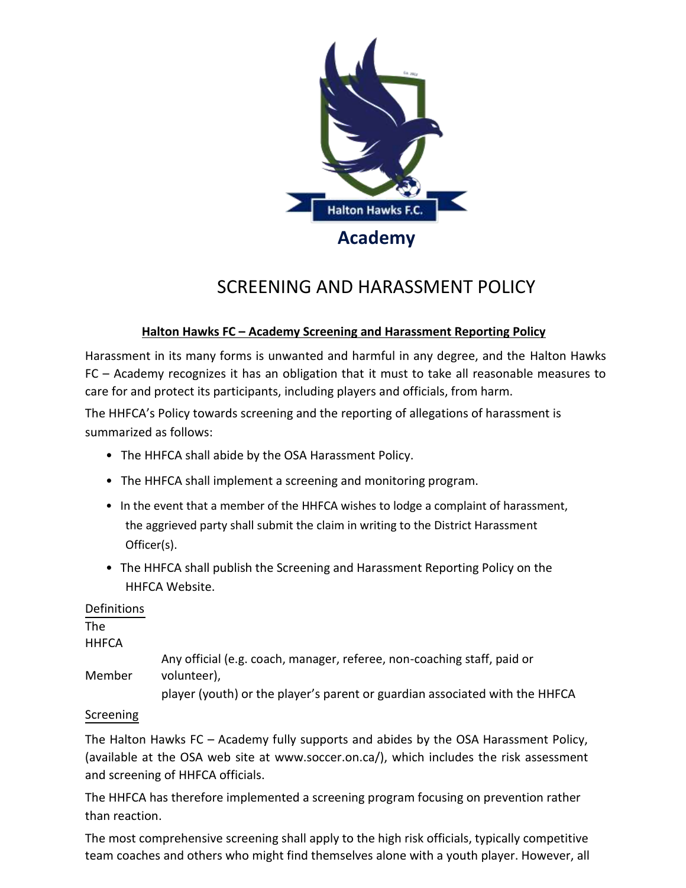Halton Hawks F.C.

**Academy**

# SCREENING AND HARASSMENT POLICY

**Halton Hawks FC – Academy Screening and Harassment Reporting Policy**

Harassment in its many forms is unwanted and harmful in any degree, and the Halton Hawks FC – Academy recognizes it has an obligation that it must to take all reasonable measures to care for and protect its participants, including players and officials, from harm.

The HHFCA's Policy towards screening and the reporting of allegations of harassment is summarized as follows:

- The HHFCA shall abide by the OSA Harassment Policy.
- The HHFCA shall implement a screening and monitoring program.
- In the event that a member of the HHFCA wishes to lodge a complaint of harassment, the aggrieved party shall submit the claim in writing to the District Harassment Officer(s).
- The HHFCA shall publish the Screening and Harassment Reporting Policy on the HHFCA Website.

Definitions

| | |
|---|---|
| The HHFCA Member | Any official (e.g. coach, manager, referee, non-coaching staff, paid or volunteer), player (youth) or the player's parent or guardian associated with the HHFCA |

Screening

The Halton Hawks FC – Academy fully supports and abides by the OSA Harassment Policy, (available at the OSA web site at www.soccer.on.ca/), which includes the risk assessment and screening of HHFCA officials.

The HHFCA has therefore implemented a screening program focusing on prevention rather than reaction.

The most comprehensive screening shall apply to the high risk officials, typically competitive team coaches and others who might find themselves alone with a youth player. However, all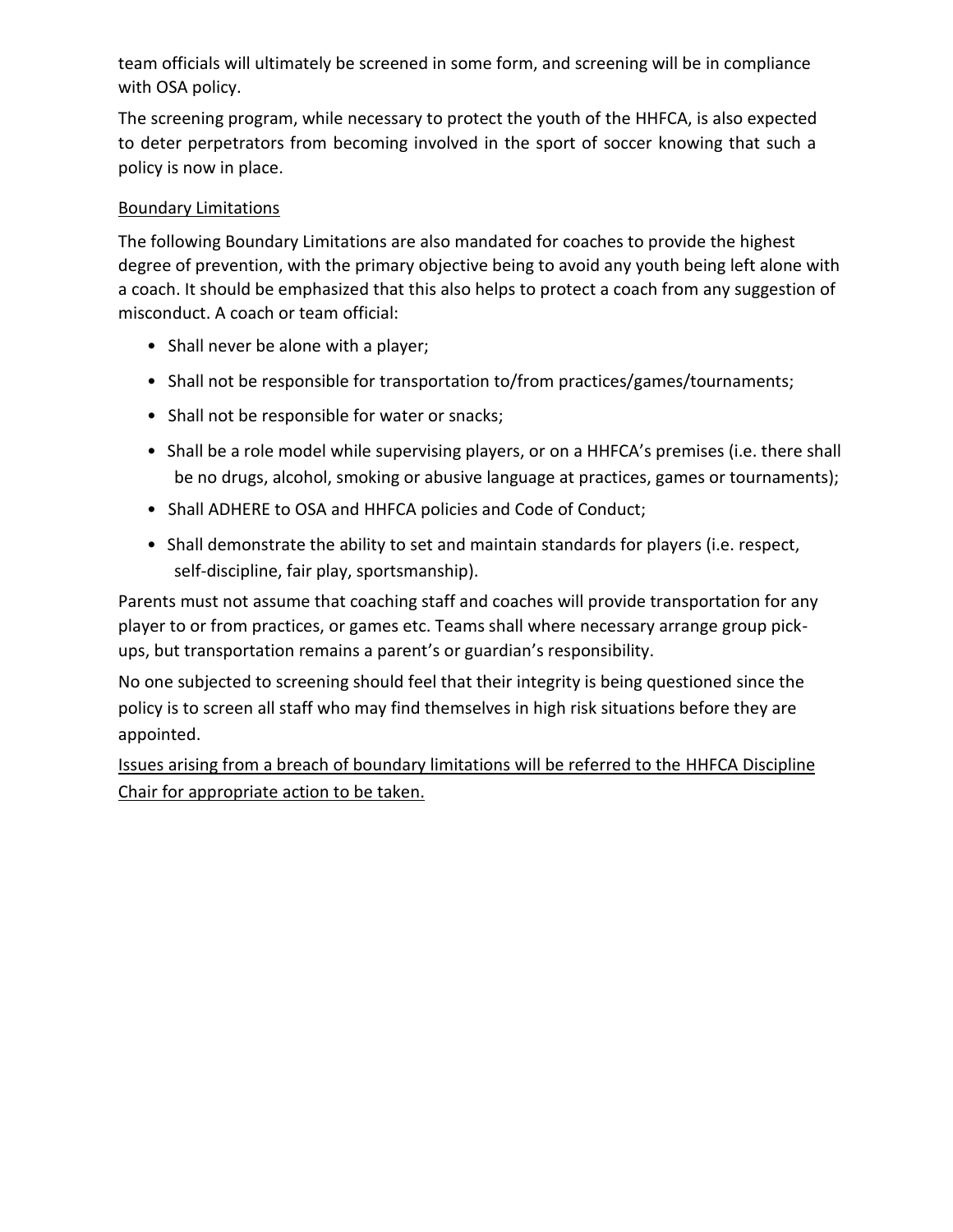team officials will ultimately be screened in some form, and screening will be in compliance with OSA policy.

The screening program, while necessary to protect the youth of the HHFCA, is also expected to deter perpetrators from becoming involved in the sport of soccer knowing that such a policy is now in place.

<u>Boundary Limitations</u>

The following Boundary Limitations are also mandated for coaches to provide the highest degree of prevention, with the primary objective being to avoid any youth being left alone with a coach. It should be emphasized that this also helps to protect a coach from any suggestion of misconduct. A coach or team official:

- Shall never be alone with a player;
- Shall not be responsible for transportation to/from practices/games/tournaments;
- Shall not be responsible for water or snacks;
- Shall be a role model while supervising players, or on a HHFCA's premises (i.e. there shall be no drugs, alcohol, smoking or abusive language at practices, games or tournaments);
- Shall ADHERE to OSA and HHFCA policies and Code of Conduct;
- Shall demonstrate the ability to set and maintain standards for players (i.e. respect, self-discipline, fair play, sportsmanship).

Parents must not assume that coaching staff and coaches will provide transportation for any player to or from practices, or games etc. Teams shall where necessary arrange group pick-ups, but transportation remains a parent's or guardian's responsibility.

No one subjected to screening should feel that their integrity is being questioned since the policy is to screen all staff who may find themselves in high risk situations before they are appointed.

<u>Issues arising from a breach of boundary limitations will be referred to the HHFCA Discipline Chair for appropriate action to be taken.</u>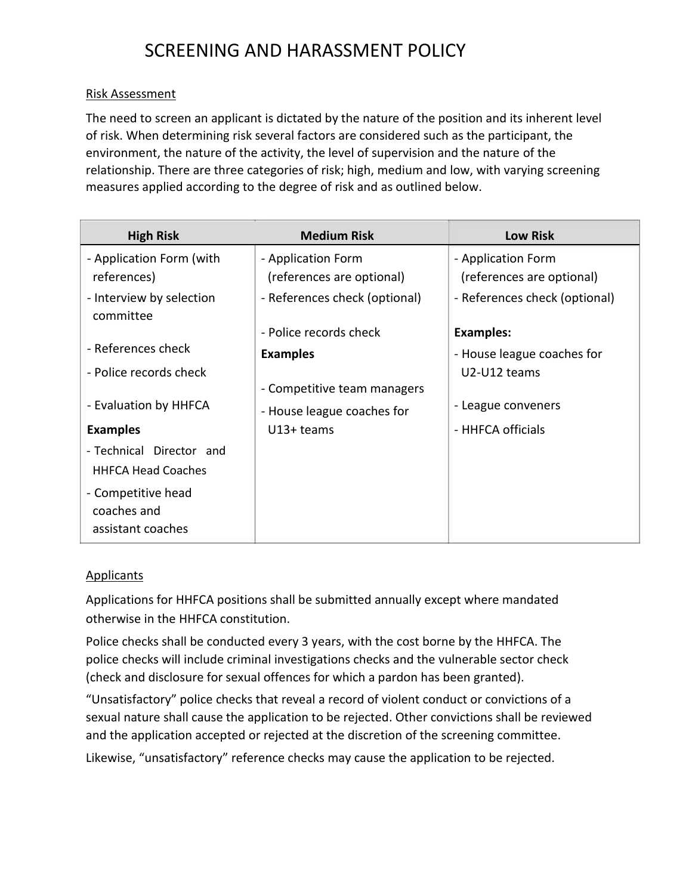# SCREENING AND HARASSMENT POLICY

Risk Assessment

The need to screen an applicant is dictated by the nature of the position and its inherent level of risk. When determining risk several factors are considered such as the participant, the environment, the nature of the activity, the level of supervision and the nature of the relationship. There are three categories of risk; high, medium and low, with varying screening measures applied according to the degree of risk and as outlined below.

| High Risk | Medium Risk | Low Risk |
|---|---|---|
| - Application Form (with references)<br>- Interview by selection committee<br>- References check<br>- Police records check<br>- Evaluation by HHFCA<br>**Examples**<br>- Technical Director and HHFCA Head Coaches<br>- Competitive head coaches and assistant coaches | - Application Form (references are optional)<br>- References check (optional)<br>- Police records check<br>**Examples**<br>- Competitive team managers<br>- House league coaches for U13+ teams | - Application Form (references are optional)<br>- References check (optional)<br>**Examples:**<br>- House league coaches for U2-U12 teams<br>- League conveners<br>- HHFCA officials |

Applicants

Applications for HHFCA positions shall be submitted annually except where mandated otherwise in the HHFCA constitution.

Police checks shall be conducted every 3 years, with the cost borne by the HHFCA. The police checks will include criminal investigations checks and the vulnerable sector check (check and disclosure for sexual offences for which a pardon has been granted).

"Unsatisfactory" police checks that reveal a record of violent conduct or convictions of a sexual nature shall cause the application to be rejected. Other convictions shall be reviewed and the application accepted or rejected at the discretion of the screening committee.

Likewise, "unsatisfactory" reference checks may cause the application to be rejected.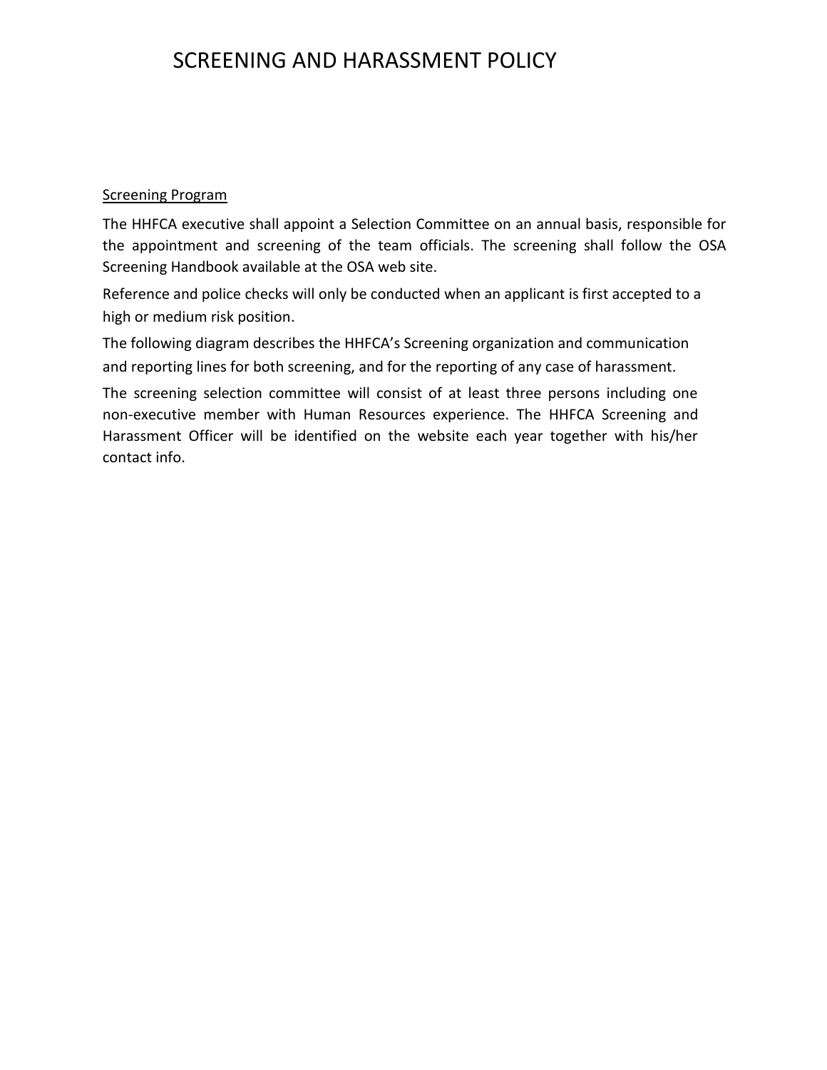# SCREENING AND HARASSMENT POLICY

<u>Screening Program</u>

The HHFCA executive shall appoint a Selection Committee on an annual basis, responsible for the appointment and screening of the team officials. The screening shall follow the OSA Screening Handbook available at the OSA web site.

Reference and police checks will only be conducted when an applicant is first accepted to a high or medium risk position.

The following diagram describes the HHFCA's Screening organization and communication and reporting lines for both screening, and for the reporting of any case of harassment.

The screening selection committee will consist of at least three persons including one non-executive member with Human Resources experience. The HHFCA Screening and Harassment Officer will be identified on the website each year together with his/her contact info.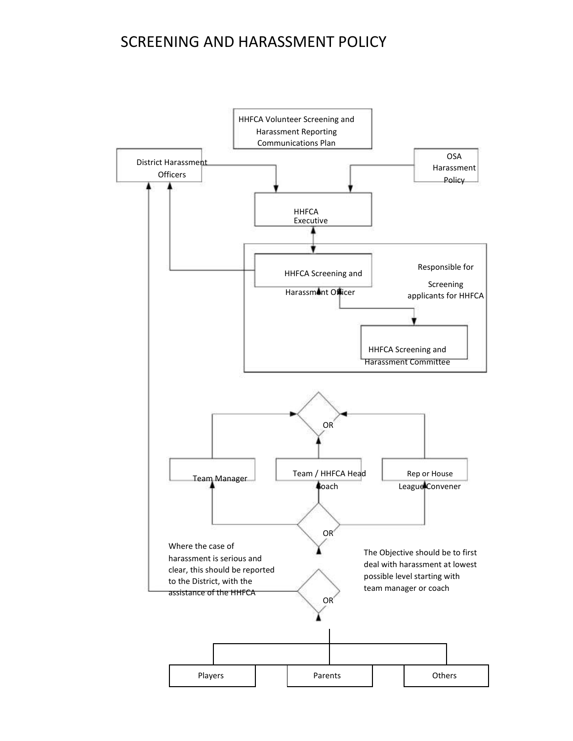# SCREENING AND HARASSMENT POLICY

HHFCA Volunteer Screening and Harassment Reporting Communications Plan

District Harassment Officers

OSA Harassment Policy

HHFCA Executive

HHFCA Screening and Harassment Officer

Responsible for Screening applicants for HHFCA

HHFCA Screening and Harassment Committee

OR

Team Manager

Team / HHFCA Head Coach

Rep or House League Convener

OR

Where the case of harassment is serious and clear, this should be reported to the District, with the assistance of the HHFCA

The Objective should be to first deal with harassment at lowest possible level starting with team manager or coach

OR

Players

Parents

Others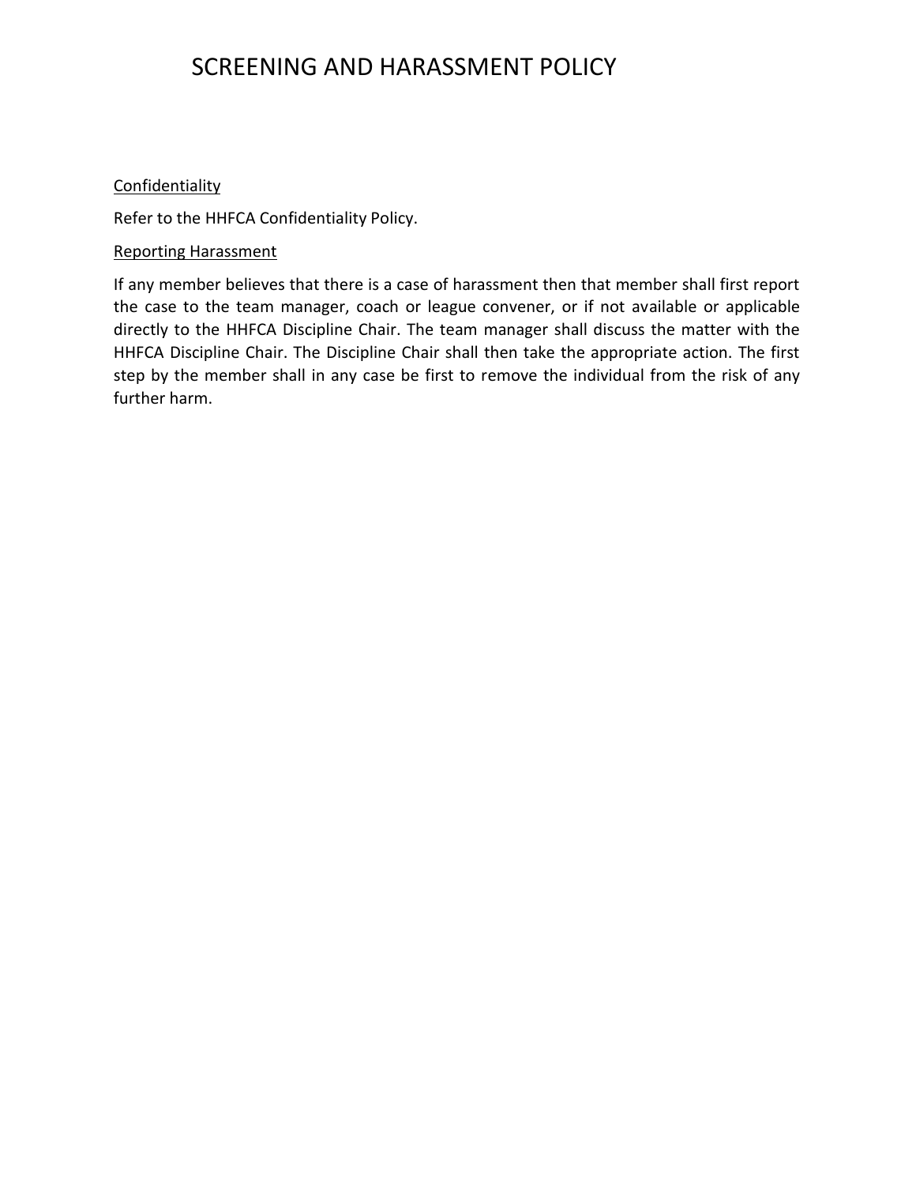Confidentiality

Refer to the HHFCA Confidentiality Policy.

Reporting Harassment

If any member believes that there is a case of harassment then that member shall first report the case to the team manager, coach or league convener, or if not available or applicable directly to the HHFCA Discipline Chair. The team manager shall discuss the matter with the HHFCA Discipline Chair. The Discipline Chair shall then take the appropriate action. The first step by the member shall in any case be first to remove the individual from the risk of any further harm.